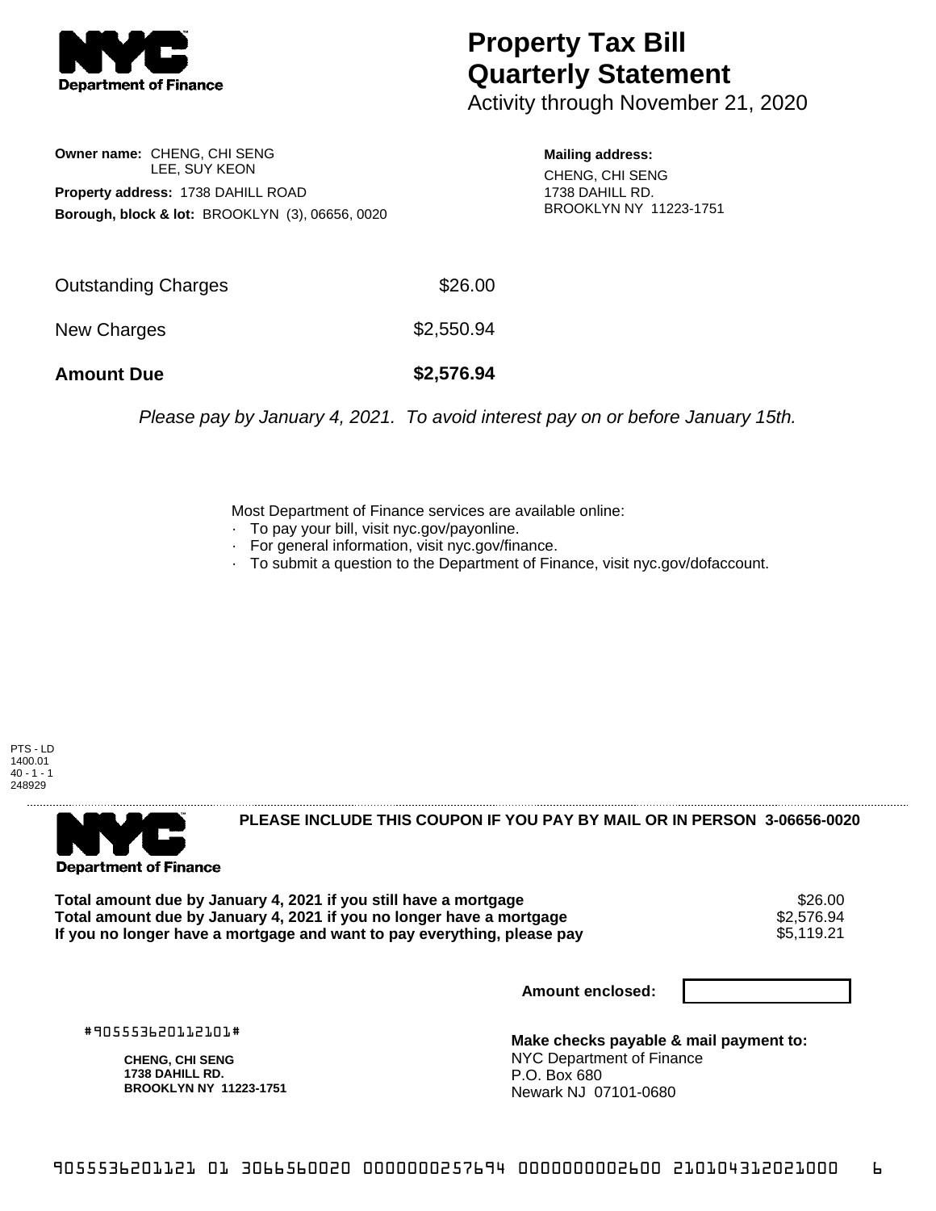# Property Tax Bill Quarterly Statement

Activity through November 21, 2020

**Owner name:** CHENG, CHI SENG
LEE, SUY KEON

**Property address:** 1738 DAHILL ROAD

**Borough, block & lot:** BROOKLYN (3), 06656, 0020

**Mailing address:**
CHENG, CHI SENG
1738 DAHILL RD.
BROOKLYN NY 11223-1751

| | |
|---|---|
| Outstanding Charges | $26.00 |
| New Charges | $2,550.94 |
| **Amount Due** | **$2,576.94** |

*Please pay by January 4, 2021. To avoid interest pay on or before January 15th.*

Most Department of Finance services are available online:

- To pay your bill, visit nyc.gov/payonline.
- For general information, visit nyc.gov/finance.
- To submit a question to the Department of Finance, visit nyc.gov/dofaccount.

PTS - LD
1400.01
40 - 1 - 1
248929

**PLEASE INCLUDE THIS COUPON IF YOU PAY BY MAIL OR IN PERSON 3-06656-0020**

| | |
|---|---|
| **Total amount due by January 4, 2021 if you still have a mortgage** | $26.00 |
| **Total amount due by January 4, 2021 if you no longer have a mortgage** | $2,576.94 |
| **If you no longer have a mortgage and want to pay everything, please pay** | $5,119.21 |

**Amount enclosed:**

#905553620112101#

**CHENG, CHI SENG**
**1738 DAHILL RD.**
**BROOKLYN NY 11223-1751**

**Make checks payable & mail payment to:**
NYC Department of Finance
P.O. Box 680
Newark NJ 07101-0680

9055536201121 01 3066560020 0000000257694 0000000002600 210104312021000 6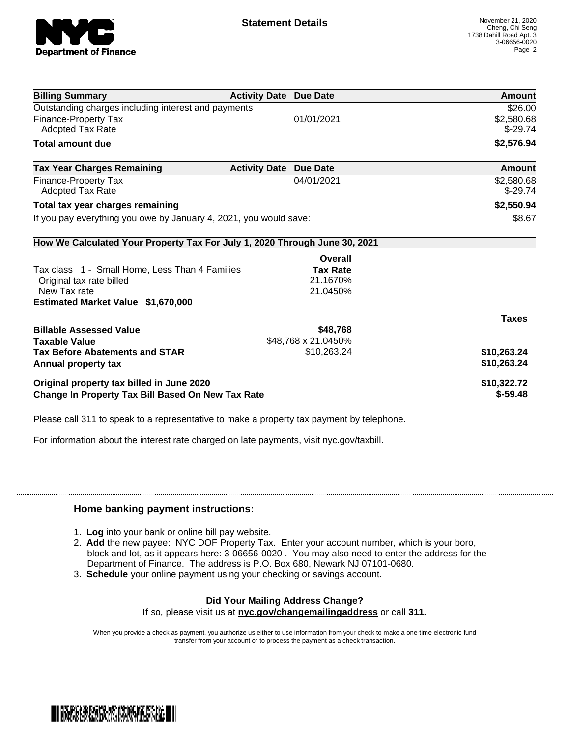# Statement Details

November 21, 2020
Cheng, Chi Seng
1738 Dahill Road Apt. 3
3-06656-0020

| Billing Summary | Activity Date | Due Date | Amount |
|---|---|---|---|
| Outstanding charges including interest and payments | | | $26.00 |
| Finance-Property Tax | | 01/01/2021 | $2,580.68 |
| Adopted Tax Rate | | | $-29.74 |
| **Total amount due** | | | **$2,576.94** |

| Tax Year Charges Remaining | Activity Date | Due Date | Amount |
|---|---|---|---|
| Finance-Property Tax | | 04/01/2021 | $2,580.68 |
| Adopted Tax Rate | | | $-29.74 |
| **Total tax year charges remaining** | | | **$2,550.94** |
| If you pay everything you owe by January 4, 2021, you would save: | | | $8.67 |

**How We Calculated Your Property Tax For July 1, 2020 Through June 30, 2021**

| | Overall Tax Rate | Taxes |
|---|---|---|
| Tax class 1 - Small Home, Less Than 4 Families | | |
| Original tax rate billed | 21.1670% | |
| New Tax rate | 21.0450% | |
| **Estimated Market Value $1,670,000** | | |
| **Billable Assessed Value** | **$48,768** | |
| **Taxable Value** | $48,768 x 21.0450% | |
| **Tax Before Abatements and STAR** | $10,263.24 | **$10,263.24** |
| **Annual property tax** | | **$10,263.24** |
| **Original property tax billed in June 2020** | | **$10,322.72** |
| **Change In Property Tax Bill Based On New Tax Rate** | | **$-59.48** |

Please call 311 to speak to a representative to make a property tax payment by telephone.

For information about the interest rate charged on late payments, visit nyc.gov/taxbill.

## Home banking payment instructions:

1. **Log** into your bank or online bill pay website.
2. **Add** the new payee: NYC DOF Property Tax. Enter your account number, which is your boro, block and lot, as it appears here: 3-06656-0020 . You may also need to enter the address for the Department of Finance. The address is P.O. Box 680, Newark NJ 07101-0680.
3. **Schedule** your online payment using your checking or savings account.

**Did Your Mailing Address Change?**
If so, please visit us at **nyc.gov/changemailingaddress** or call **311.**

When you provide a check as payment, you authorize us either to use information from your check to make a one-time electronic fund transfer from your account or to process the payment as a check transaction.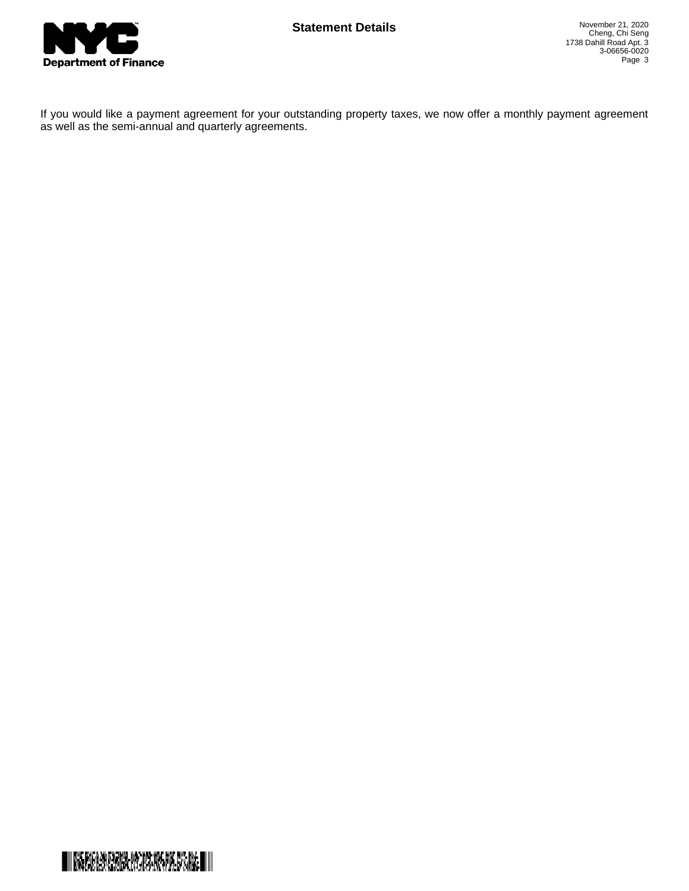If you would like a payment agreement for your outstanding property taxes, we now offer a monthly payment agreement as well as the semi-annual and quarterly agreements.